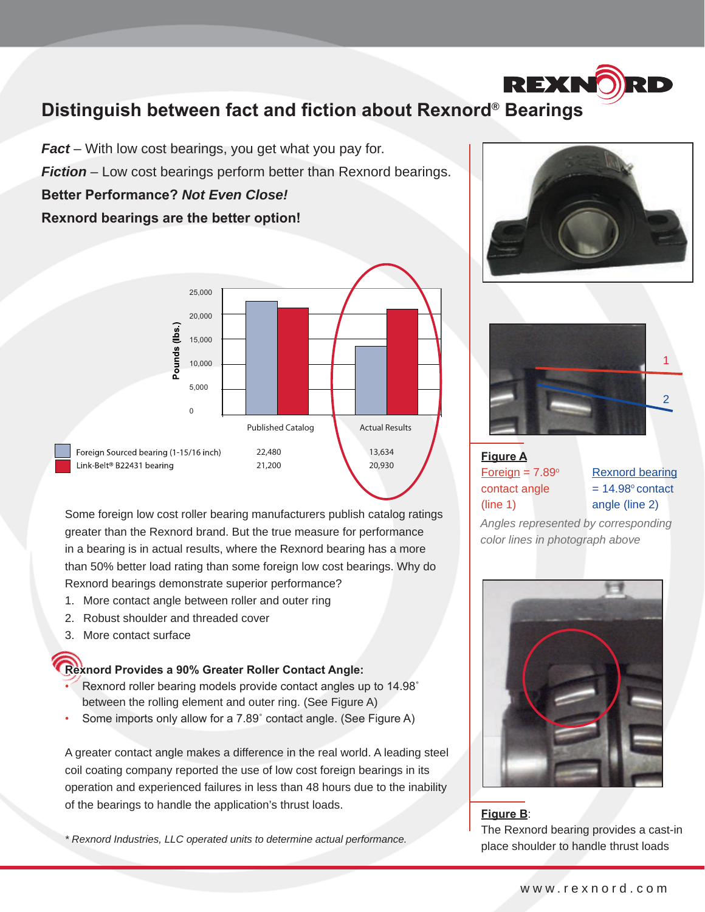# Distinguish between fact and fiction about Rexnord® Bearings

***Fact*** – With low cost bearings, you get what you pay for.

***Fiction*** – Low cost bearings perform better than Rexnord bearings.

**Better Performance? *Not Even Close!***

**Rexnord bearings are the better option!**

| | Published Catalog | Actual Results |
|---|---|---|
| Foreign Sourced bearing (1-15/16 inch) | 22,480 | 13,634 |
| Link-Belt® B22431 bearing | 21,200 | 20,930 |

Some foreign low cost roller bearing manufacturers publish catalog ratings greater than the Rexnord brand. But the true measure for performance in a bearing is in actual results, where the Rexnord bearing has a more than 50% better load rating than some foreign low cost bearings. Why do Rexnord bearings demonstrate superior performance?

1. More contact angle between roller and outer ring
2. Robust shoulder and threaded cover
3. More contact surface

**Rexnord Provides a 90% Greater Roller Contact Angle:**

- Rexnord roller bearing models provide contact angles up to 14.98˚ between the rolling element and outer ring. (See Figure A)
- Some imports only allow for a 7.89˚ contact angle. (See Figure A)

A greater contact angle makes a difference in the real world. A leading steel coil coating company reported the use of low cost foreign bearings in its operation and experienced failures in less than 48 hours due to the inability of the bearings to handle the application's thrust loads.

*\* Rexnord Industries, LLC operated units to determine actual performance.*

**Figure A**

Foreign = 7.89° contact angle (line 1)

Rexnord bearing = 14.98° contact angle (line 2)

*Angles represented by corresponding color lines in photograph above*

**Figure B**: The Rexnord bearing provides a cast-in place shoulder to handle thrust loads

www.rexnord.com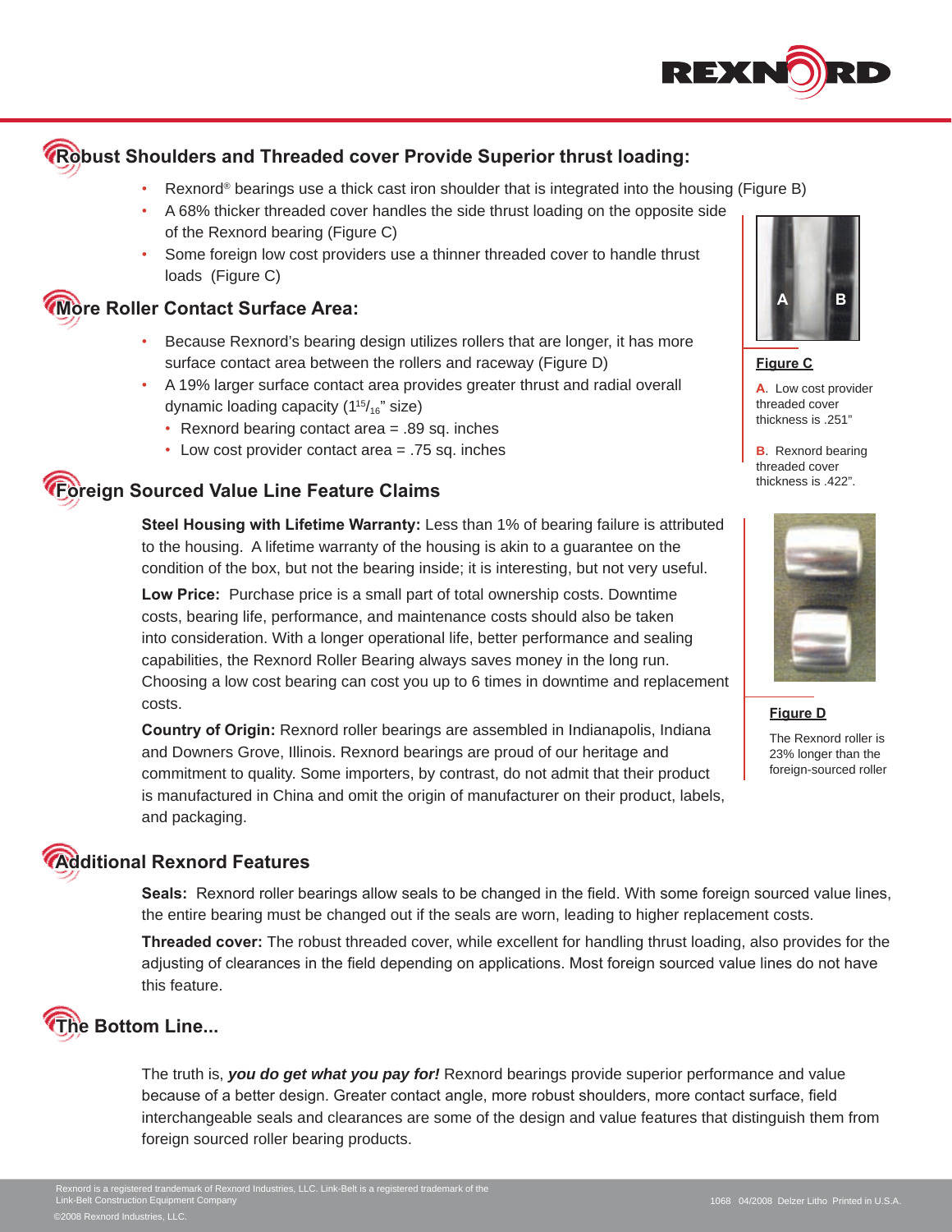## Robust Shoulders and Threaded cover Provide Superior thrust loading:

- Rexnord® bearings use a thick cast iron shoulder that is integrated into the housing (Figure B)
- A 68% thicker threaded cover handles the side thrust loading on the opposite side of the Rexnord bearing (Figure C)
- Some foreign low cost providers use a thinner threaded cover to handle thrust loads (Figure C)

## More Roller Contact Surface Area:

- Because Rexnord's bearing design utilizes rollers that are longer, it has more surface contact area between the rollers and raceway (Figure D)
- A 19% larger surface contact area provides greater thrust and radial overall dynamic loading capacity ($1^{15}/_{16}$" size)
  - Rexnord bearing contact area = .89 sq. inches
  - Low cost provider contact area = .75 sq. inches

**Figure C**

**A**. Low cost provider threaded cover thickness is .251"

**B**. Rexnord bearing threaded cover thickness is .422".

**Figure D**

The Rexnord roller is 23% longer than the foreign-sourced roller

## Foreign Sourced Value Line Feature Claims

**Steel Housing with Lifetime Warranty:** Less than 1% of bearing failure is attributed to the housing. A lifetime warranty of the housing is akin to a guarantee on the condition of the box, but not the bearing inside; it is interesting, but not very useful.

**Low Price:** Purchase price is a small part of total ownership costs. Downtime costs, bearing life, performance, and maintenance costs should also be taken into consideration. With a longer operational life, better performance and sealing capabilities, the Rexnord Roller Bearing always saves money in the long run. Choosing a low cost bearing can cost you up to 6 times in downtime and replacement costs.

**Country of Origin:** Rexnord roller bearings are assembled in Indianapolis, Indiana and Downers Grove, Illinois. Rexnord bearings are proud of our heritage and commitment to quality. Some importers, by contrast, do not admit that their product is manufactured in China and omit the origin of manufacturer on their product, labels, and packaging.

## Additional Rexnord Features

**Seals:** Rexnord roller bearings allow seals to be changed in the field. With some foreign sourced value lines, the entire bearing must be changed out if the seals are worn, leading to higher replacement costs.

**Threaded cover:** The robust threaded cover, while excellent for handling thrust loading, also provides for the adjusting of clearances in the field depending on applications. Most foreign sourced value lines do not have this feature.

## The Bottom Line...

The truth is, ***you do get what you pay for!*** Rexnord bearings provide superior performance and value because of a better design. Greater contact angle, more robust shoulders, more contact surface, field interchangeable seals and clearances are some of the design and value features that distinguish them from foreign sourced roller bearing products.

Rexnord is a registered trandemark of Rexnord Industries, LLC. Link-Belt is a registered trademark of the Link-Belt Construction Equipment Company

©2008 Rexnord Industries, LLC.

1068 04/2008 Delzer Litho Printed in U.S.A.